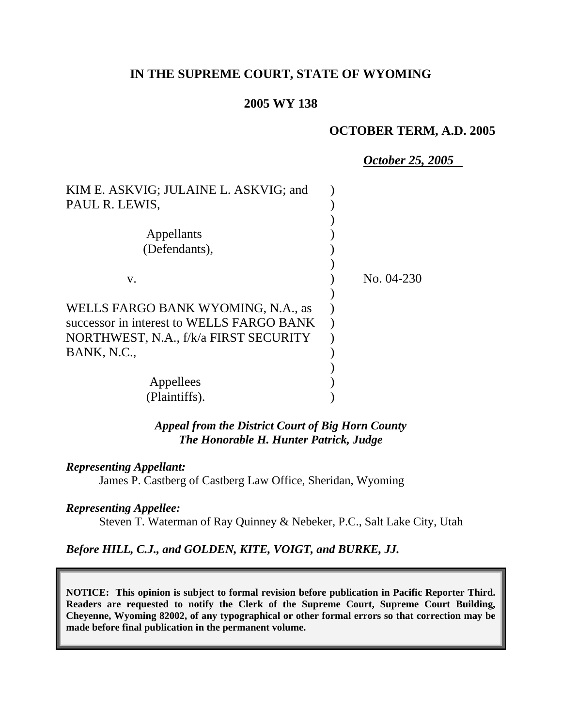**IN THE SUPREME COURT, STATE OF WYOMING**

**2005 WY 138**

**OCTOBER TERM, A.D. 2005**

***October 25, 2005***

KIM E. ASKVIG; JULAINE L. ASKVIG; and PAUL R. LEWIS,

Appellants
(Defendants),

v.

No. 04-230

WELLS FARGO BANK WYOMING, N.A., as successor in interest to WELLS FARGO BANK NORTHWEST, N.A., f/k/a FIRST SECURITY BANK, N.C.,

Appellees
(Plaintiffs).

***Appeal from the District Court of Big Horn County***
***The Honorable H. Hunter Patrick, Judge***

***Representing Appellant:***
James P. Castberg of Castberg Law Office, Sheridan, Wyoming

***Representing Appellee:***
Steven T. Waterman of Ray Quinney & Nebeker, P.C., Salt Lake City, Utah

***Before HILL, C.J., and GOLDEN, KITE, VOIGT, and BURKE, JJ.***

**NOTICE: This opinion is subject to formal revision before publication in Pacific Reporter Third. Readers are requested to notify the Clerk of the Supreme Court, Supreme Court Building, Cheyenne, Wyoming 82002, of any typographical or other formal errors so that correction may be made before final publication in the permanent volume.**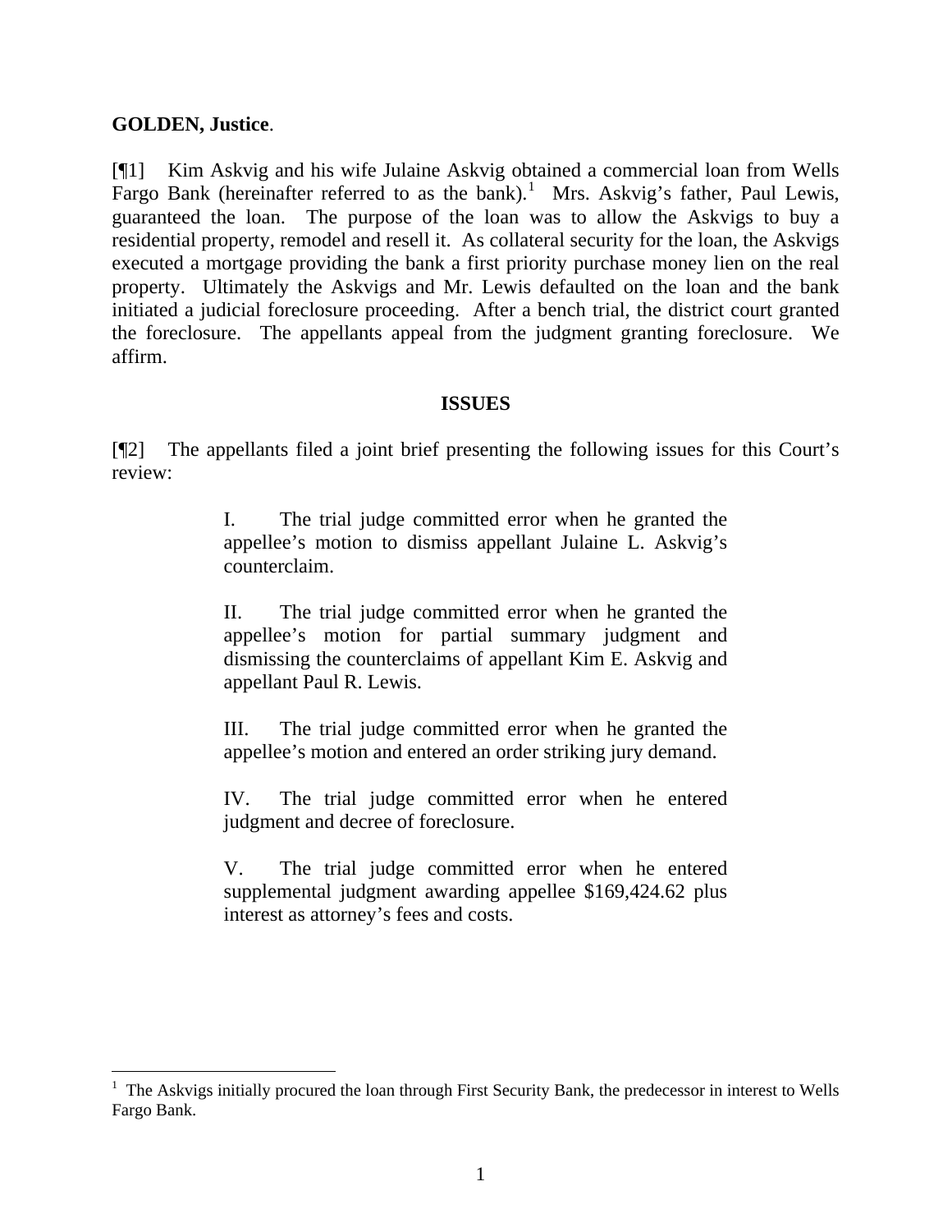**GOLDEN, Justice**.

[¶1] Kim Askvig and his wife Julaine Askvig obtained a commercial loan from Wells Fargo Bank (hereinafter referred to as the bank).[1] Mrs. Askvig's father, Paul Lewis, guaranteed the loan. The purpose of the loan was to allow the Askvigs to buy a residential property, remodel and resell it. As collateral security for the loan, the Askvigs executed a mortgage providing the bank a first priority purchase money lien on the real property. Ultimately the Askvigs and Mr. Lewis defaulted on the loan and the bank initiated a judicial foreclosure proceeding. After a bench trial, the district court granted the foreclosure. The appellants appeal from the judgment granting foreclosure. We affirm.

## ISSUES

[¶2] The appellants filed a joint brief presenting the following issues for this Court's review:

> I. The trial judge committed error when he granted the appellee's motion to dismiss appellant Julaine L. Askvig's counterclaim.
>
> II. The trial judge committed error when he granted the appellee's motion for partial summary judgment and dismissing the counterclaims of appellant Kim E. Askvig and appellant Paul R. Lewis.
>
> III. The trial judge committed error when he granted the appellee's motion and entered an order striking jury demand.
>
> IV. The trial judge committed error when he entered judgment and decree of foreclosure.
>
> V. The trial judge committed error when he entered supplemental judgment awarding appellee $169,424.62 plus interest as attorney's fees and costs.

---

[1] The Askvigs initially procured the loan through First Security Bank, the predecessor in interest to Wells Fargo Bank.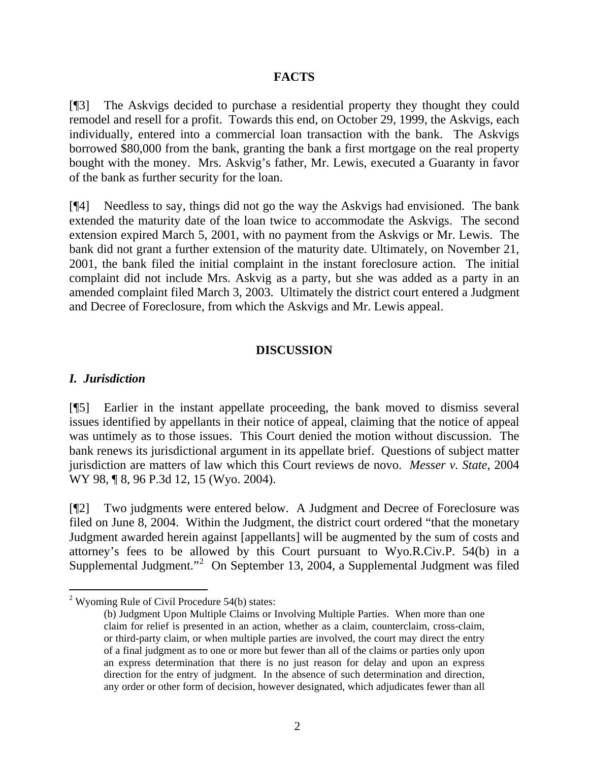## FACTS

[¶3] The Askvigs decided to purchase a residential property they thought they could remodel and resell for a profit. Towards this end, on October 29, 1999, the Askvigs, each individually, entered into a commercial loan transaction with the bank. The Askvigs borrowed $80,000 from the bank, granting the bank a first mortgage on the real property bought with the money. Mrs. Askvig's father, Mr. Lewis, executed a Guaranty in favor of the bank as further security for the loan.

[¶4] Needless to say, things did not go the way the Askvigs had envisioned. The bank extended the maturity date of the loan twice to accommodate the Askvigs. The second extension expired March 5, 2001, with no payment from the Askvigs or Mr. Lewis. The bank did not grant a further extension of the maturity date. Ultimately, on November 21, 2001, the bank filed the initial complaint in the instant foreclosure action. The initial complaint did not include Mrs. Askvig as a party, but she was added as a party in an amended complaint filed March 3, 2003. Ultimately the district court entered a Judgment and Decree of Foreclosure, from which the Askvigs and Mr. Lewis appeal.

## DISCUSSION

### *I. Jurisdiction*

[¶5] Earlier in the instant appellate proceeding, the bank moved to dismiss several issues identified by appellants in their notice of appeal, claiming that the notice of appeal was untimely as to those issues. This Court denied the motion without discussion. The bank renews its jurisdictional argument in its appellate brief. Questions of subject matter jurisdiction are matters of law which this Court reviews de novo. *Messer v. State*, 2004 WY 98, ¶ 8, 96 P.3d 12, 15 (Wyo. 2004).

[¶2] Two judgments were entered below. A Judgment and Decree of Foreclosure was filed on June 8, 2004. Within the Judgment, the district court ordered "that the monetary Judgment awarded herein against [appellants] will be augmented by the sum of costs and attorney's fees to be allowed by this Court pursuant to Wyo.R.Civ.P. 54(b) in a Supplemental Judgment."[2] On September 13, 2004, a Supplemental Judgment was filed

---

[2] Wyoming Rule of Civil Procedure 54(b) states:

> (b) Judgment Upon Multiple Claims or Involving Multiple Parties. When more than one claim for relief is presented in an action, whether as a claim, counterclaim, cross-claim, or third-party claim, or when multiple parties are involved, the court may direct the entry of a final judgment as to one or more but fewer than all of the claims or parties only upon an express determination that there is no just reason for delay and upon an express direction for the entry of judgment. In the absence of such determination and direction, any order or other form of decision, however designated, which adjudicates fewer than all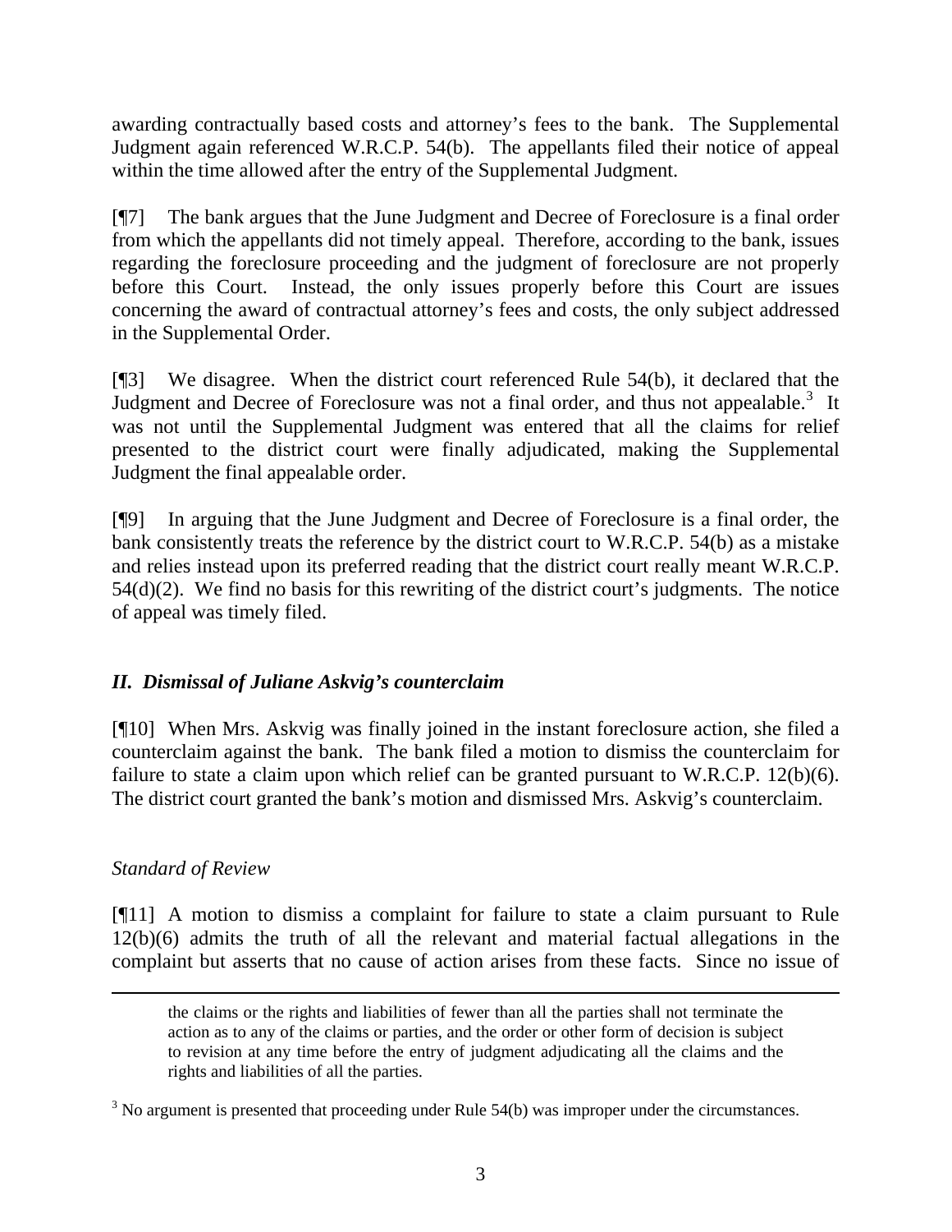awarding contractually based costs and attorney's fees to the bank. The Supplemental Judgment again referenced W.R.C.P. 54(b). The appellants filed their notice of appeal within the time allowed after the entry of the Supplemental Judgment.

[¶7] The bank argues that the June Judgment and Decree of Foreclosure is a final order from which the appellants did not timely appeal. Therefore, according to the bank, issues regarding the foreclosure proceeding and the judgment of foreclosure are not properly before this Court. Instead, the only issues properly before this Court are issues concerning the award of contractual attorney's fees and costs, the only subject addressed in the Supplemental Order.

[¶3] We disagree. When the district court referenced Rule 54(b), it declared that the Judgment and Decree of Foreclosure was not a final order, and thus not appealable.[3] It was not until the Supplemental Judgment was entered that all the claims for relief presented to the district court were finally adjudicated, making the Supplemental Judgment the final appealable order.

[¶9] In arguing that the June Judgment and Decree of Foreclosure is a final order, the bank consistently treats the reference by the district court to W.R.C.P. 54(b) as a mistake and relies instead upon its preferred reading that the district court really meant W.R.C.P. 54(d)(2). We find no basis for this rewriting of the district court's judgments. The notice of appeal was timely filed.

### *II. Dismissal of Juliane Askvig's counterclaim*

[¶10] When Mrs. Askvig was finally joined in the instant foreclosure action, she filed a counterclaim against the bank. The bank filed a motion to dismiss the counterclaim for failure to state a claim upon which relief can be granted pursuant to W.R.C.P. 12(b)(6). The district court granted the bank's motion and dismissed Mrs. Askvig's counterclaim.

*Standard of Review*

[¶11] A motion to dismiss a complaint for failure to state a claim pursuant to Rule 12(b)(6) admits the truth of all the relevant and material factual allegations in the complaint but asserts that no cause of action arises from these facts. Since no issue of

---

> the claims or the rights and liabilities of fewer than all the parties shall not terminate the action as to any of the claims or parties, and the order or other form of decision is subject to revision at any time before the entry of judgment adjudicating all the claims and the rights and liabilities of all the parties.

[3] No argument is presented that proceeding under Rule 54(b) was improper under the circumstances.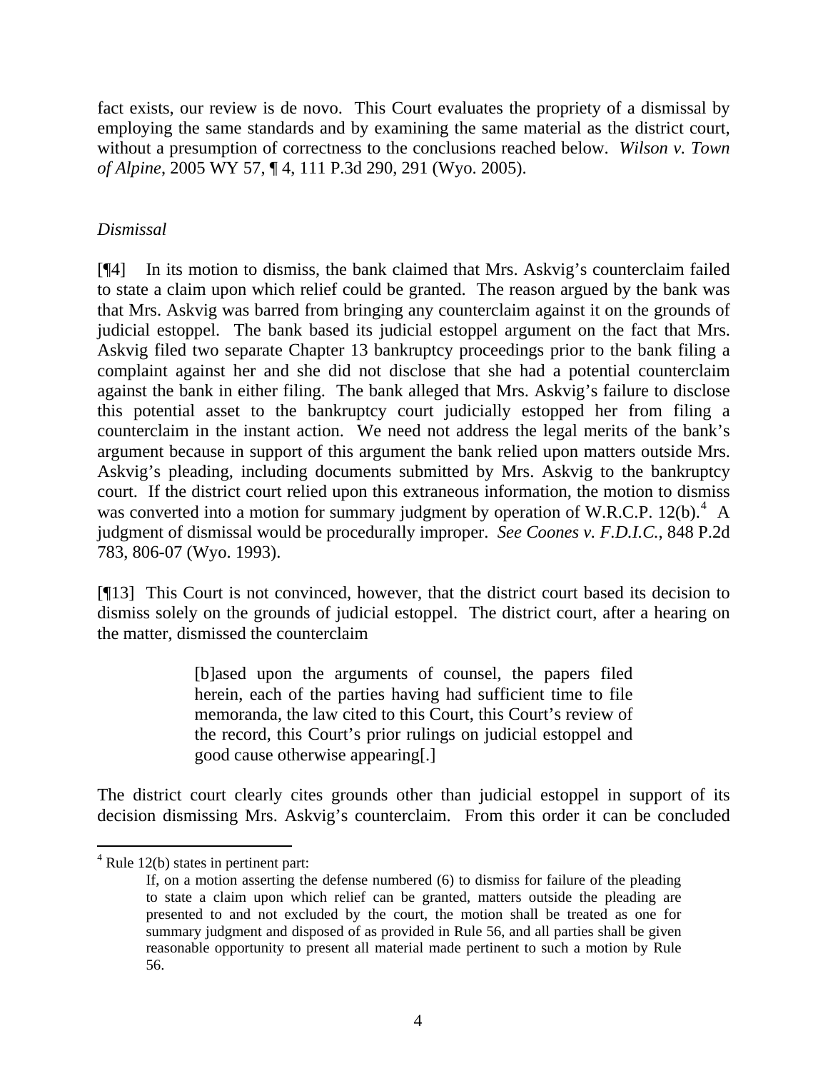fact exists, our review is de novo. This Court evaluates the propriety of a dismissal by employing the same standards and by examining the same material as the district court, without a presumption of correctness to the conclusions reached below. *Wilson v. Town of Alpine*, 2005 WY 57, ¶ 4, 111 P.3d 290, 291 (Wyo. 2005).

*Dismissal*

[¶4] In its motion to dismiss, the bank claimed that Mrs. Askvig's counterclaim failed to state a claim upon which relief could be granted. The reason argued by the bank was that Mrs. Askvig was barred from bringing any counterclaim against it on the grounds of judicial estoppel. The bank based its judicial estoppel argument on the fact that Mrs. Askvig filed two separate Chapter 13 bankruptcy proceedings prior to the bank filing a complaint against her and she did not disclose that she had a potential counterclaim against the bank in either filing. The bank alleged that Mrs. Askvig's failure to disclose this potential asset to the bankruptcy court judicially estopped her from filing a counterclaim in the instant action. We need not address the legal merits of the bank's argument because in support of this argument the bank relied upon matters outside Mrs. Askvig's pleading, including documents submitted by Mrs. Askvig to the bankruptcy court. If the district court relied upon this extraneous information, the motion to dismiss was converted into a motion for summary judgment by operation of W.R.C.P. 12(b).[4] A judgment of dismissal would be procedurally improper. *See Coones v. F.D.I.C.*, 848 P.2d 783, 806-07 (Wyo. 1993).

[¶13] This Court is not convinced, however, that the district court based its decision to dismiss solely on the grounds of judicial estoppel. The district court, after a hearing on the matter, dismissed the counterclaim

> [b]ased upon the arguments of counsel, the papers filed herein, each of the parties having had sufficient time to file memoranda, the law cited to this Court, this Court's review of the record, this Court's prior rulings on judicial estoppel and good cause otherwise appearing[.]

The district court clearly cites grounds other than judicial estoppel in support of its decision dismissing Mrs. Askvig's counterclaim. From this order it can be concluded

---

[4] Rule 12(b) states in pertinent part:

> If, on a motion asserting the defense numbered (6) to dismiss for failure of the pleading to state a claim upon which relief can be granted, matters outside the pleading are presented to and not excluded by the court, the motion shall be treated as one for summary judgment and disposed of as provided in Rule 56, and all parties shall be given reasonable opportunity to present all material made pertinent to such a motion by Rule 56.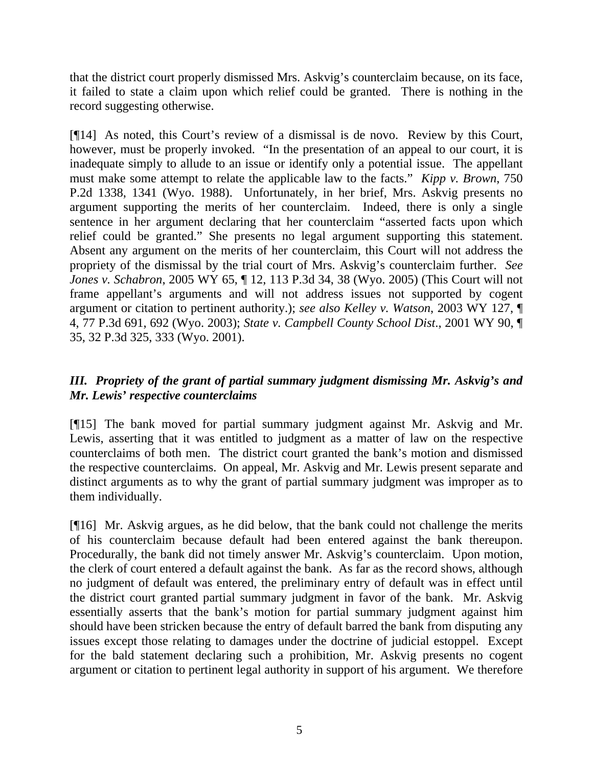that the district court properly dismissed Mrs. Askvig's counterclaim because, on its face, it failed to state a claim upon which relief could be granted. There is nothing in the record suggesting otherwise.

[¶14] As noted, this Court's review of a dismissal is de novo. Review by this Court, however, must be properly invoked. "In the presentation of an appeal to our court, it is inadequate simply to allude to an issue or identify only a potential issue. The appellant must make some attempt to relate the applicable law to the facts." *Kipp v. Brown*, 750 P.2d 1338, 1341 (Wyo. 1988). Unfortunately, in her brief, Mrs. Askvig presents no argument supporting the merits of her counterclaim. Indeed, there is only a single sentence in her argument declaring that her counterclaim "asserted facts upon which relief could be granted." She presents no legal argument supporting this statement. Absent any argument on the merits of her counterclaim, this Court will not address the propriety of the dismissal by the trial court of Mrs. Askvig's counterclaim further. *See Jones v. Schabron*, 2005 WY 65, ¶ 12, 113 P.3d 34, 38 (Wyo. 2005) (This Court will not frame appellant's arguments and will not address issues not supported by cogent argument or citation to pertinent authority.); *see also Kelley v. Watson*, 2003 WY 127, ¶ 4, 77 P.3d 691, 692 (Wyo. 2003); *State v. Campbell County School Dist.*, 2001 WY 90, ¶ 35, 32 P.3d 325, 333 (Wyo. 2001).

### *III. Propriety of the grant of partial summary judgment dismissing Mr. Askvig's and Mr. Lewis' respective counterclaims*

[¶15] The bank moved for partial summary judgment against Mr. Askvig and Mr. Lewis, asserting that it was entitled to judgment as a matter of law on the respective counterclaims of both men. The district court granted the bank's motion and dismissed the respective counterclaims. On appeal, Mr. Askvig and Mr. Lewis present separate and distinct arguments as to why the grant of partial summary judgment was improper as to them individually.

[¶16] Mr. Askvig argues, as he did below, that the bank could not challenge the merits of his counterclaim because default had been entered against the bank thereupon. Procedurally, the bank did not timely answer Mr. Askvig's counterclaim. Upon motion, the clerk of court entered a default against the bank. As far as the record shows, although no judgment of default was entered, the preliminary entry of default was in effect until the district court granted partial summary judgment in favor of the bank. Mr. Askvig essentially asserts that the bank's motion for partial summary judgment against him should have been stricken because the entry of default barred the bank from disputing any issues except those relating to damages under the doctrine of judicial estoppel. Except for the bald statement declaring such a prohibition, Mr. Askvig presents no cogent argument or citation to pertinent legal authority in support of his argument. We therefore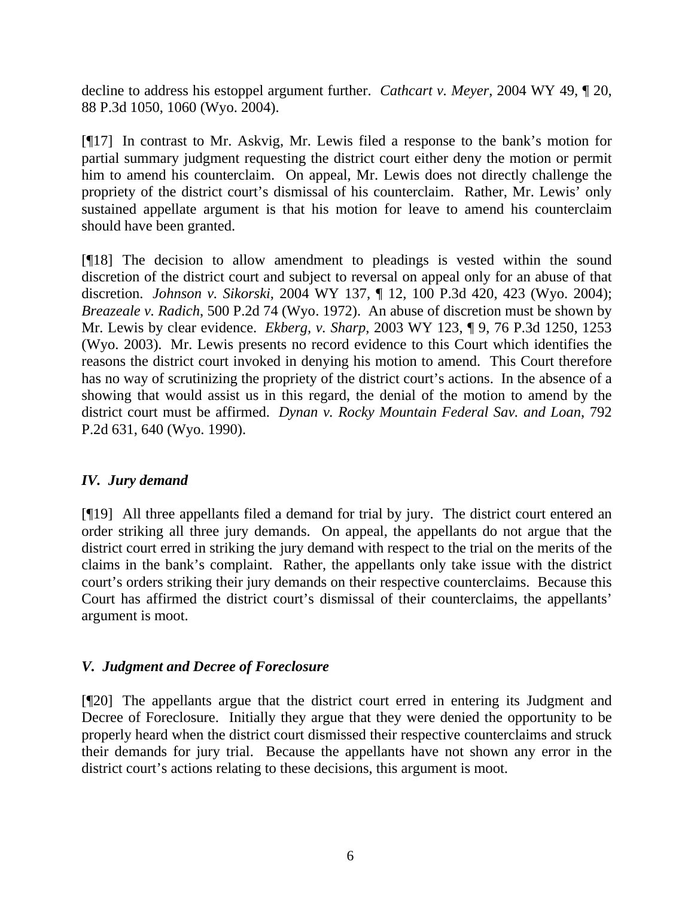decline to address his estoppel argument further. *Cathcart v. Meyer*, 2004 WY 49, ¶ 20, 88 P.3d 1050, 1060 (Wyo. 2004).

[¶17] In contrast to Mr. Askvig, Mr. Lewis filed a response to the bank's motion for partial summary judgment requesting the district court either deny the motion or permit him to amend his counterclaim. On appeal, Mr. Lewis does not directly challenge the propriety of the district court's dismissal of his counterclaim. Rather, Mr. Lewis' only sustained appellate argument is that his motion for leave to amend his counterclaim should have been granted.

[¶18] The decision to allow amendment to pleadings is vested within the sound discretion of the district court and subject to reversal on appeal only for an abuse of that discretion. *Johnson v. Sikorski*, 2004 WY 137, ¶ 12, 100 P.3d 420, 423 (Wyo. 2004); *Breazeale v. Radich*, 500 P.2d 74 (Wyo. 1972). An abuse of discretion must be shown by Mr. Lewis by clear evidence. *Ekberg, v. Sharp*, 2003 WY 123, ¶ 9, 76 P.3d 1250, 1253 (Wyo. 2003). Mr. Lewis presents no record evidence to this Court which identifies the reasons the district court invoked in denying his motion to amend. This Court therefore has no way of scrutinizing the propriety of the district court's actions. In the absence of a showing that would assist us in this regard, the denial of the motion to amend by the district court must be affirmed. *Dynan v. Rocky Mountain Federal Sav. and Loan*, 792 P.2d 631, 640 (Wyo. 1990).

### *IV. Jury demand*

[¶19] All three appellants filed a demand for trial by jury. The district court entered an order striking all three jury demands. On appeal, the appellants do not argue that the district court erred in striking the jury demand with respect to the trial on the merits of the claims in the bank's complaint. Rather, the appellants only take issue with the district court's orders striking their jury demands on their respective counterclaims. Because this Court has affirmed the district court's dismissal of their counterclaims, the appellants' argument is moot.

### *V. Judgment and Decree of Foreclosure*

[¶20] The appellants argue that the district court erred in entering its Judgment and Decree of Foreclosure. Initially they argue that they were denied the opportunity to be properly heard when the district court dismissed their respective counterclaims and struck their demands for jury trial. Because the appellants have not shown any error in the district court's actions relating to these decisions, this argument is moot.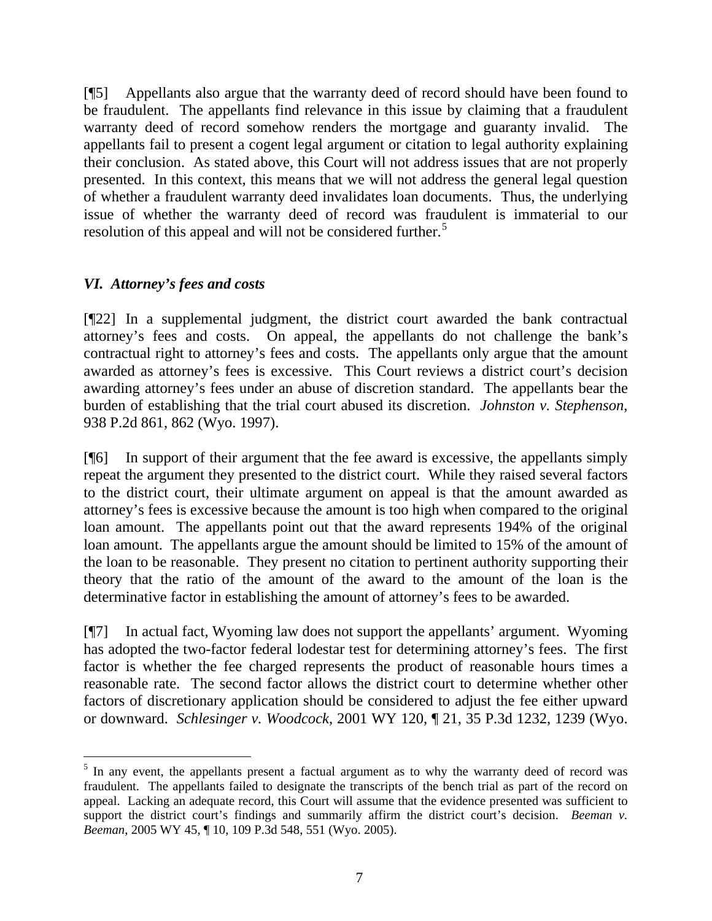[¶5] Appellants also argue that the warranty deed of record should have been found to be fraudulent. The appellants find relevance in this issue by claiming that a fraudulent warranty deed of record somehow renders the mortgage and guaranty invalid. The appellants fail to present a cogent legal argument or citation to legal authority explaining their conclusion. As stated above, this Court will not address issues that are not properly presented. In this context, this means that we will not address the general legal question of whether a fraudulent warranty deed invalidates loan documents. Thus, the underlying issue of whether the warranty deed of record was fraudulent is immaterial to our resolution of this appeal and will not be considered further.[5]

### *VI. Attorney's fees and costs*

[¶22] In a supplemental judgment, the district court awarded the bank contractual attorney's fees and costs. On appeal, the appellants do not challenge the bank's contractual right to attorney's fees and costs. The appellants only argue that the amount awarded as attorney's fees is excessive. This Court reviews a district court's decision awarding attorney's fees under an abuse of discretion standard. The appellants bear the burden of establishing that the trial court abused its discretion. *Johnston v. Stephenson*, 938 P.2d 861, 862 (Wyo. 1997).

[¶6] In support of their argument that the fee award is excessive, the appellants simply repeat the argument they presented to the district court. While they raised several factors to the district court, their ultimate argument on appeal is that the amount awarded as attorney's fees is excessive because the amount is too high when compared to the original loan amount. The appellants point out that the award represents 194% of the original loan amount. The appellants argue the amount should be limited to 15% of the amount of the loan to be reasonable. They present no citation to pertinent authority supporting their theory that the ratio of the amount of the award to the amount of the loan is the determinative factor in establishing the amount of attorney's fees to be awarded.

[¶7] In actual fact, Wyoming law does not support the appellants' argument. Wyoming has adopted the two-factor federal lodestar test for determining attorney's fees. The first factor is whether the fee charged represents the product of reasonable hours times a reasonable rate. The second factor allows the district court to determine whether other factors of discretionary application should be considered to adjust the fee either upward or downward. *Schlesinger v. Woodcock*, 2001 WY 120, ¶ 21, 35 P.3d 1232, 1239 (Wyo.

---

[5] In any event, the appellants present a factual argument as to why the warranty deed of record was fraudulent. The appellants failed to designate the transcripts of the bench trial as part of the record on appeal. Lacking an adequate record, this Court will assume that the evidence presented was sufficient to support the district court's findings and summarily affirm the district court's decision. *Beeman v. Beeman*, 2005 WY 45, ¶ 10, 109 P.3d 548, 551 (Wyo. 2005).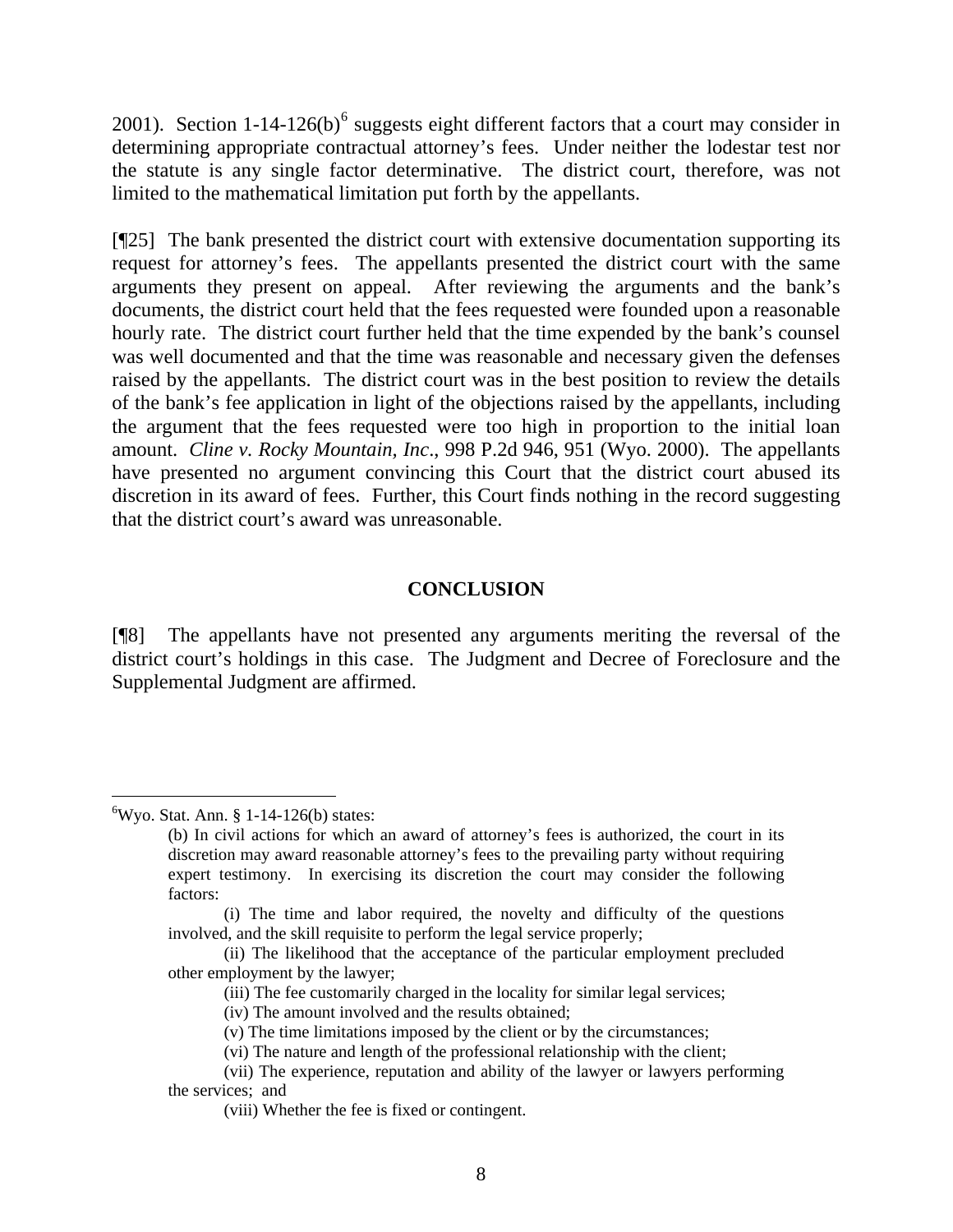2001). Section 1-14-126(b)[6] suggests eight different factors that a court may consider in determining appropriate contractual attorney's fees. Under neither the lodestar test nor the statute is any single factor determinative. The district court, therefore, was not limited to the mathematical limitation put forth by the appellants.

[¶25] The bank presented the district court with extensive documentation supporting its request for attorney's fees. The appellants presented the district court with the same arguments they present on appeal. After reviewing the arguments and the bank's documents, the district court held that the fees requested were founded upon a reasonable hourly rate. The district court further held that the time expended by the bank's counsel was well documented and that the time was reasonable and necessary given the defenses raised by the appellants. The district court was in the best position to review the details of the bank's fee application in light of the objections raised by the appellants, including the argument that the fees requested were too high in proportion to the initial loan amount. *Cline v. Rocky Mountain, Inc*., 998 P.2d 946, 951 (Wyo. 2000). The appellants have presented no argument convincing this Court that the district court abused its discretion in its award of fees. Further, this Court finds nothing in the record suggesting that the district court's award was unreasonable.

## CONCLUSION

[¶8] The appellants have not presented any arguments meriting the reversal of the district court's holdings in this case. The Judgment and Decree of Foreclosure and the Supplemental Judgment are affirmed.

---

[6]Wyo. Stat. Ann. § 1-14-126(b) states:

> (b) In civil actions for which an award of attorney's fees is authorized, the court in its discretion may award reasonable attorney's fees to the prevailing party without requiring expert testimony. In exercising its discretion the court may consider the following factors:
>
> (i) The time and labor required, the novelty and difficulty of the questions involved, and the skill requisite to perform the legal service properly;
>
> (ii) The likelihood that the acceptance of the particular employment precluded other employment by the lawyer;
>
> (iii) The fee customarily charged in the locality for similar legal services;
>
> (iv) The amount involved and the results obtained;
>
> (v) The time limitations imposed by the client or by the circumstances;
>
> (vi) The nature and length of the professional relationship with the client;
>
> (vii) The experience, reputation and ability of the lawyer or lawyers performing the services; and
>
> (viii) Whether the fee is fixed or contingent.